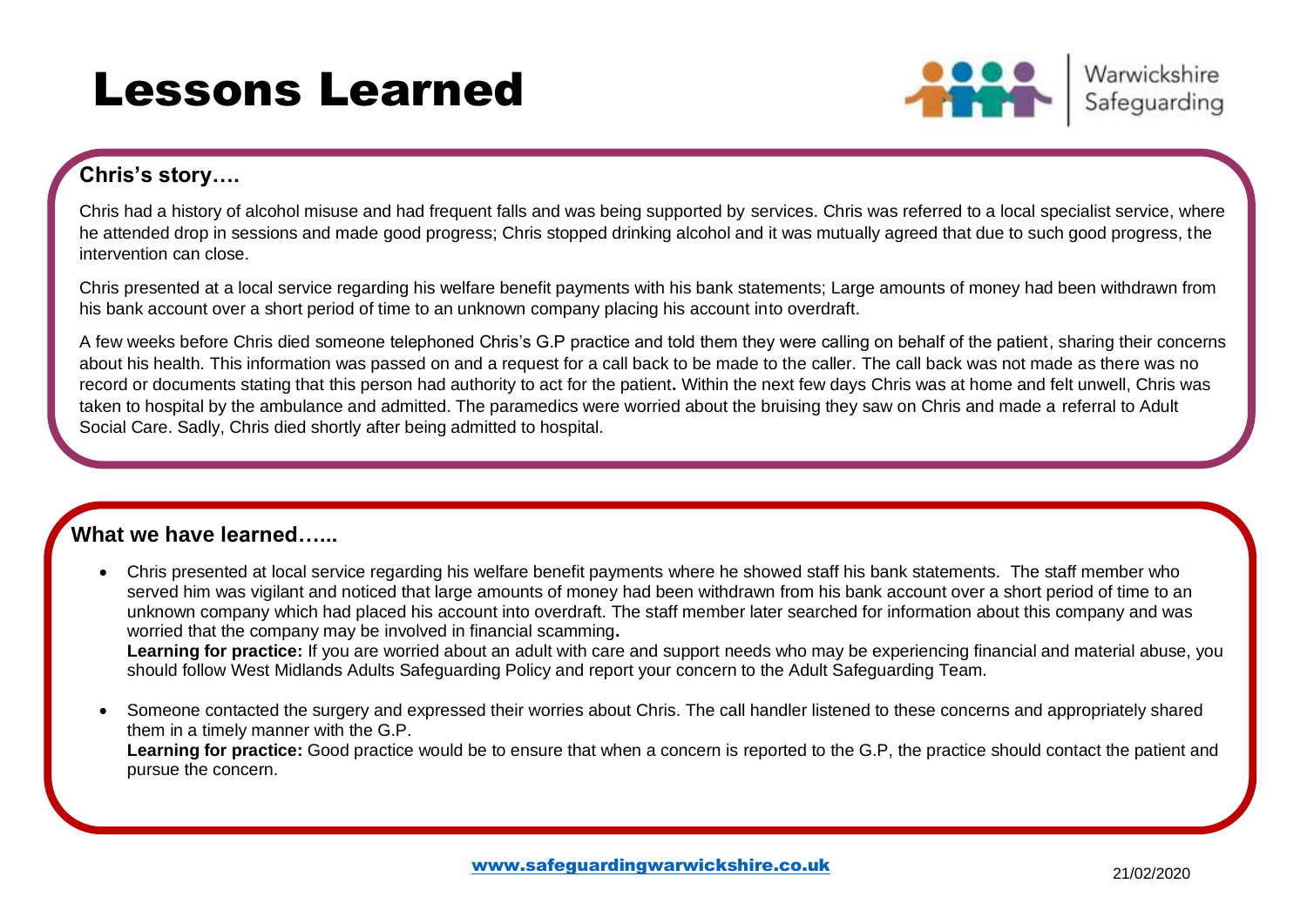# Lessons Learned

Warwickshire Safeguarding

## Chris's story….

Chris had a history of alcohol misuse and had frequent falls and was being supported by services. Chris was referred to a local specialist service, where he attended drop in sessions and made good progress; Chris stopped drinking alcohol and it was mutually agreed that due to such good progress, the intervention can close.

Chris presented at a local service regarding his welfare benefit payments with his bank statements; Large amounts of money had been withdrawn from his bank account over a short period of time to an unknown company placing his account into overdraft.

A few weeks before Chris died someone telephoned Chris's G.P practice and told them they were calling on behalf of the patient, sharing their concerns about his health. This information was passed on and a request for a call back to be made to the caller. The call back was not made as there was no record or documents stating that this person had authority to act for the patient**.** Within the next few days Chris was at home and felt unwell, Chris was taken to hospital by the ambulance and admitted. The paramedics were worried about the bruising they saw on Chris and made a referral to Adult Social Care. Sadly, Chris died shortly after being admitted to hospital.

## What we have learned…...

- Chris presented at local service regarding his welfare benefit payments where he showed staff his bank statements. The staff member who served him was vigilant and noticed that large amounts of money had been withdrawn from his bank account over a short period of time to an unknown company which had placed his account into overdraft. The staff member later searched for information about this company and was worried that the company may be involved in financial scamming**.**

  **Learning for practice:** If you are worried about an adult with care and support needs who may be experiencing financial and material abuse, you should follow West Midlands Adults Safeguarding Policy and report your concern to the Adult Safeguarding Team.

- Someone contacted the surgery and expressed their worries about Chris. The call handler listened to these concerns and appropriately shared them in a timely manner with the G.P.

  **Learning for practice:** Good practice would be to ensure that when a concern is reported to the G.P, the practice should contact the patient and pursue the concern.

www.safeguardingwarwickshire.co.uk

21/02/2020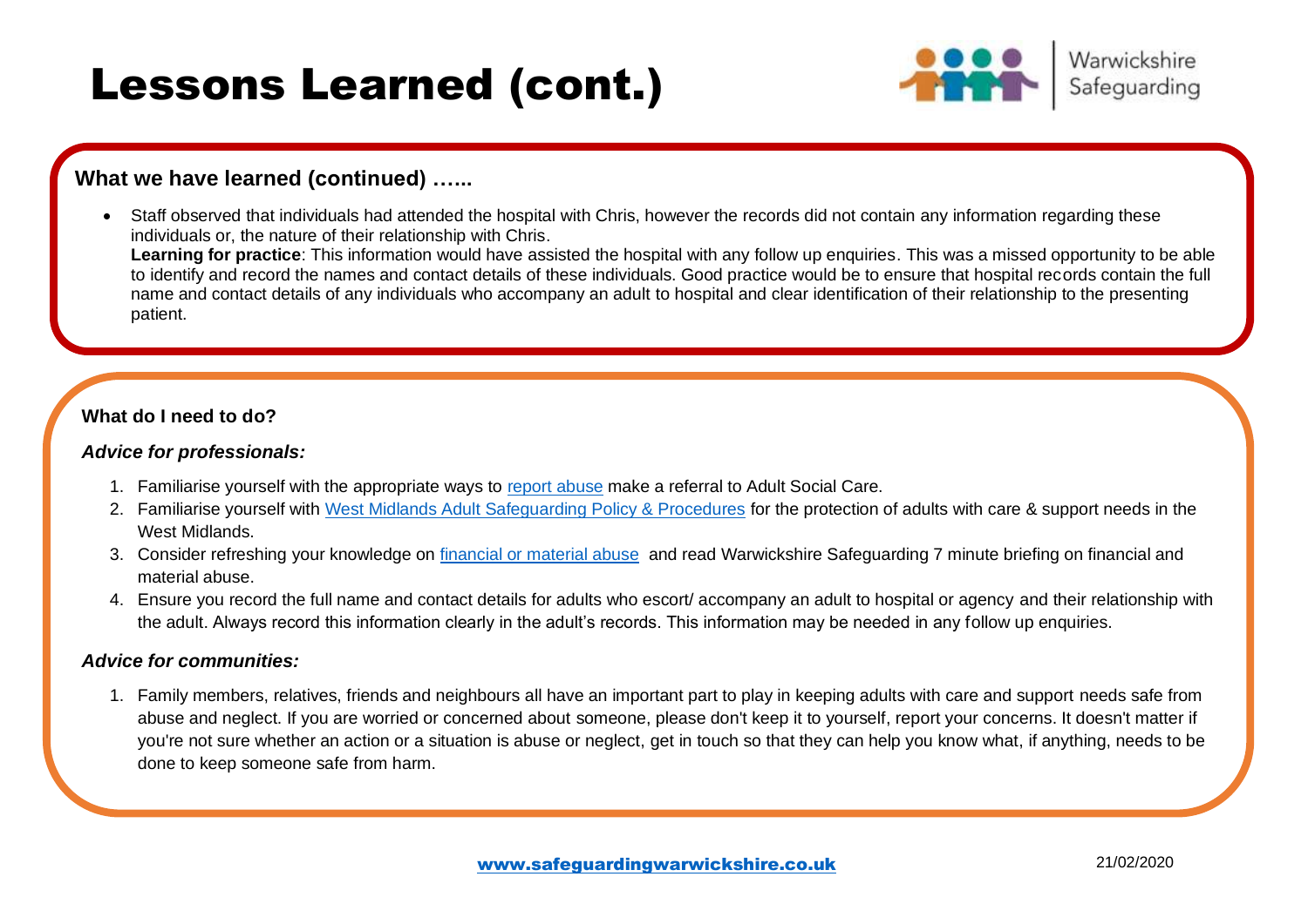# Lessons Learned (cont.)

### What we have learned (continued) ......

- Staff observed that individuals had attended the hospital with Chris, however the records did not contain any information regarding these individuals or, the nature of their relationship with Chris.
  **Learning for practice**: This information would have assisted the hospital with any follow up enquiries. This was a missed opportunity to be able to identify and record the names and contact details of these individuals. Good practice would be to ensure that hospital records contain the full name and contact details of any individuals who accompany an adult to hospital and clear identification of their relationship to the presenting patient.

### What do I need to do?

***Advice for professionals:***

1. Familiarise yourself with the appropriate ways to report abuse make a referral to Adult Social Care.
2. Familiarise yourself with West Midlands Adult Safeguarding Policy & Procedures for the protection of adults with care & support needs in the West Midlands.
3. Consider refreshing your knowledge on financial or material abuse and read Warwickshire Safeguarding 7 minute briefing on financial and material abuse.
4. Ensure you record the full name and contact details for adults who escort/ accompany an adult to hospital or agency and their relationship with the adult. Always record this information clearly in the adult's records. This information may be needed in any follow up enquiries.

***Advice for communities:***

1. Family members, relatives, friends and neighbours all have an important part to play in keeping adults with care and support needs safe from abuse and neglect. If you are worried or concerned about someone, please don't keep it to yourself, report your concerns. It doesn't matter if you're not sure whether an action or a situation is abuse or neglect, get in touch so that they can help you know what, if anything, needs to be done to keep someone safe from harm.

www.safeguardingwarwickshire.co.uk 21/02/2020